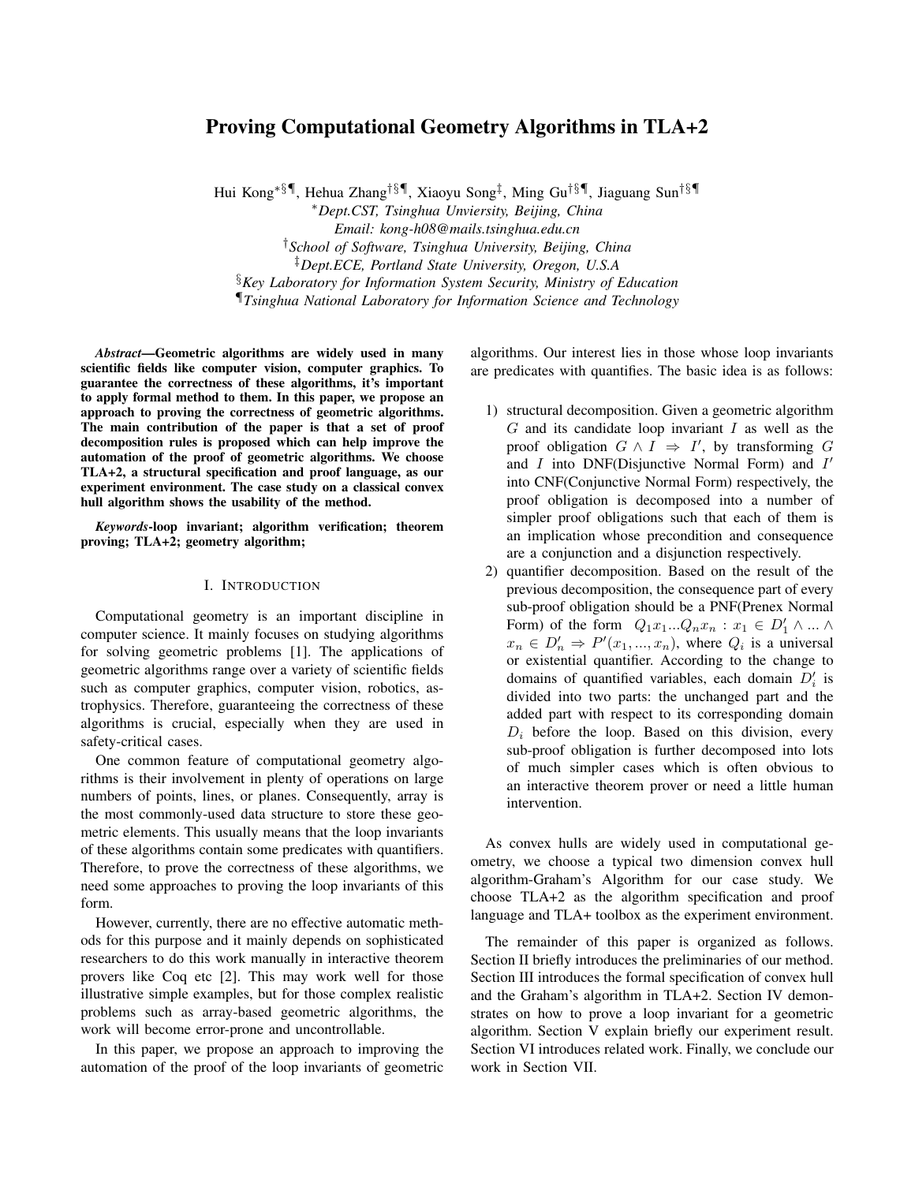# Proving Computational Geometry Algorithms in TLA+2

Hui Kong*§¶, Hehua Zhang†§¶, Xiaoyu Song‡, Ming Gu†§¶, Jiaguang Sun†§¶

*Dept.CST, Tsinghua Unviersity, Beijing, China

Email: kong-h08@mails.tsinghua.edu.cn

†School of Software, Tsinghua University, Beijing, China

‡Dept.ECE, Portland State University, Oregon, U.S.A

§Key Laboratory for Information System Security, Ministry of Education

¶Tsinghua National Laboratory for Information Science and Technology

***Abstract*—Geometric algorithms are widely used in many scientific fields like computer vision, computer graphics. To guarantee the correctness of these algorithms, it's important to apply formal method to them. In this paper, we propose an approach to proving the correctness of geometric algorithms. The main contribution of the paper is that a set of proof decomposition rules is proposed which can help improve the automation of the proof of geometric algorithms. We choose TLA+2, a structural specification and proof language, as our experiment environment. The case study on a classical convex hull algorithm shows the usability of the method.**

***Keywords*-loop invariant; algorithm verification; theorem proving; TLA+2; geometry algorithm;**

## I. Introduction

Computational geometry is an important discipline in computer science. It mainly focuses on studying algorithms for solving geometric problems [1]. The applications of geometric algorithms range over a variety of scientific fields such as computer graphics, computer vision, robotics, astrophysics. Therefore, guaranteeing the correctness of these algorithms is crucial, especially when they are used in safety-critical cases.

One common feature of computational geometry algorithms is their involvement in plenty of operations on large numbers of points, lines, or planes. Consequently, array is the most commonly-used data structure to store these geometric elements. This usually means that the loop invariants of these algorithms contain some predicates with quantifiers. Therefore, to prove the correctness of these algorithms, we need some approaches to proving the loop invariants of this form.

However, currently, there are no effective automatic methods for this purpose and it mainly depends on sophisticated researchers to do this work manually in interactive theorem provers like Coq etc [2]. This may work well for those illustrative simple examples, but for those complex realistic problems such as array-based geometric algorithms, the work will become error-prone and uncontrollable.

In this paper, we propose an approach to improving the automation of the proof of the loop invariants of geometric algorithms. Our interest lies in those whose loop invariants are predicates with quantifies. The basic idea is as follows:

1) structural decomposition. Given a geometric algorithm $G$ and its candidate loop invariant $I$ as well as the proof obligation $G \wedge I \Rightarrow I'$, by transforming $G$ and $I$ into DNF(Disjunctive Normal Form) and $I'$ into CNF(Conjunctive Normal Form) respectively, the proof obligation is decomposed into a number of simpler proof obligations such that each of them is an implication whose precondition and consequence are a conjunction and a disjunction respectively.
2) quantifier decomposition. Based on the result of the previous decomposition, the consequence part of every sub-proof obligation should be a PNF(Prenex Normal Form) of the form $Q_1 x_1 ... Q_n x_n : x_1 \in D'_1 \wedge ... \wedge x_n \in D'_n \Rightarrow P'(x_1, ..., x_n)$, where $Q_i$ is a universal or existential quantifier. According to the change to domains of quantified variables, each domain $D'_i$ is divided into two parts: the unchanged part and the added part with respect to its corresponding domain $D_i$ before the loop. Based on this division, every sub-proof obligation is further decomposed into lots of much simpler cases which is often obvious to an interactive theorem prover or need a little human intervention.

As convex hulls are widely used in computational geometry, we choose a typical two dimension convex hull algorithm-Graham's Algorithm for our case study. We choose TLA+2 as the algorithm specification and proof language and TLA+ toolbox as the experiment environment.

The remainder of this paper is organized as follows. Section II briefly introduces the preliminaries of our method. Section III introduces the formal specification of convex hull and the Graham's algorithm in TLA+2. Section IV demonstrates on how to prove a loop invariant for a geometric algorithm. Section V explain briefly our experiment result. Section VI introduces related work. Finally, we conclude our work in Section VII.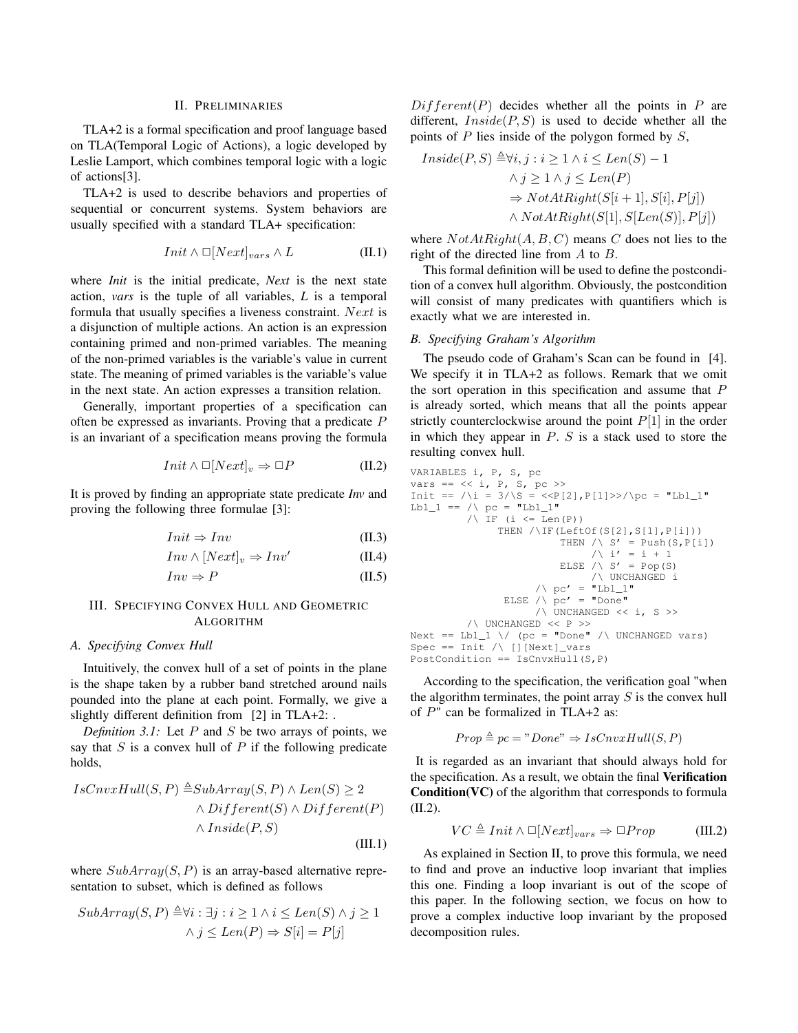## II. PRELIMINARIES

TLA+2 is a formal specification and proof language based on TLA(Temporal Logic of Actions), a logic developed by Leslie Lamport, which combines temporal logic with a logic of actions[3].

TLA+2 is used to describe behaviors and properties of sequential or concurrent systems. System behaviors are usually specified with a standard TLA+ specification:

$$Init \wedge \Box[Next]_{vars} \wedge L \tag{II.1}$$

where *Init* is the initial predicate, *Next* is the next state action, *vars* is the tuple of all variables, *L* is a temporal formula that usually specifies a liveness constraint. $Next$ is a disjunction of multiple actions. An action is an expression containing primed and non-primed variables. The meaning of the non-primed variables is the variable's value in current state. The meaning of primed variables is the variable's value in the next state. An action expresses a transition relation.

Generally, important properties of a specification can often be expressed as invariants. Proving that a predicate $P$ is an invariant of a specification means proving the formula

$$Init \wedge \Box[Next]_{v} \Rightarrow \Box P \tag{II.2}$$

It is proved by finding an appropriate state predicate *Inv* and proving the following three formulae [3]:

$$Init \Rightarrow Inv \tag{II.3}$$

$$Inv \wedge [Next]_{v} \Rightarrow Inv' \tag{II.4}$$

$$Inv \Rightarrow P \tag{II.5}$$

## III. SPECIFYING CONVEX HULL AND GEOMETRIC ALGORITHM

### A. Specifying Convex Hull

Intuitively, the convex hull of a set of points in the plane is the shape taken by a rubber band stretched around nails pounded into the plane at each point. Formally, we give a slightly different definition from [2] in TLA+2: .

*Definition 3.1:* Let $P$ and $S$ be two arrays of points, we say that $S$ is a convex hull of $P$ if the following predicate holds,

$$\begin{aligned} IsCnvxHull(S,P) \triangleq & SubArray(S,P) \wedge Len(S) \geq 2 \\ & \wedge Different(S) \wedge Different(P) \\ & \wedge Inside(P,S) \end{aligned} \tag{III.1}$$

where $SubArray(S,P)$ is an array-based alternative representation to subset, which is defined as follows

$$\begin{aligned} SubArray(S,P) \triangleq & \forall i : \exists j : i \geq 1 \wedge i \leq Len(S) \wedge j \geq 1 \\ & \wedge j \leq Len(P) \Rightarrow S[i] = P[j] \end{aligned}$$

$Different(P)$ decides whether all the points in $P$ are different, $Inside(P,S)$ is used to decide whether all the points of $P$ lies inside of the polygon formed by $S$,

$$\begin{aligned} Inside(P,S) \triangleq & \forall i,j : i \geq 1 \wedge i \leq Len(S) - 1 \\ & \wedge j \geq 1 \wedge j \leq Len(P) \\ & \Rightarrow NotAtRight(S[i+1], S[i], P[j]) \\ & \wedge NotAtRight(S[1], S[Len(S)], P[j]) \end{aligned}$$

where $NotAtRight(A,B,C)$ means $C$ does not lies to the right of the directed line from $A$ to $B$.

This formal definition will be used to define the postcondition of a convex hull algorithm. Obviously, the postcondition will consist of many predicates with quantifiers which is exactly what we are interested in.

### B. Specifying Graham's Algorithm

The pseudo code of Graham's Scan can be found in [4]. We specify it in TLA+2 as follows. Remark that we omit the sort operation in this specification and assume that $P$ is already sorted, which means that all the points appear strictly counterclockwise around the point $P[1]$ in the order in which they appear in $P$. $S$ is a stack used to store the resulting convex hull.

```
VARIABLES i, P, S, pc
vars == << i, P, S, pc >>
Init == /\i = 3/\S = <<P[2],P[1]>>/\pc = "Lbl_1"
Lbl_1 == /\ pc = "Lbl_1"
         /\ IF (i <= Len(P))
              THEN /\IF(LeftOf(S[2],S[1],P[i]))
                         THEN /\ S' = Push(S,P[i])
                              /\ i' = i + 1
                         ELSE /\ S' = Pop(S)
                              /\ UNCHANGED i
                    /\ pc' = "Lbl_1"
               ELSE /\ pc' = "Done"
                    /\ UNCHANGED << i, S >>
         /\ UNCHANGED << P >>
Next == Lbl_1 \/ (pc = "Done" /\ UNCHANGED vars)
Spec == Init /\ [][Next]_vars
PostCondition == IsCnvxHull(S,P)
```

According to the specification, the verification goal "when the algorithm terminates, the point array $S$ is the convex hull of $P$" can be formalized in TLA+2 as:

$$Prop \triangleq pc = \text{"}Done\text{"} \Rightarrow IsCnvxHull(S,P)$$

It is regarded as an invariant that should always hold for the specification. As a result, we obtain the final **Verification Condition(VC)** of the algorithm that corresponds to formula (II.2).

$$VC \triangleq Init \wedge \Box[Next]_{vars} \Rightarrow \Box Prop \tag{III.2}$$

As explained in Section II, to prove this formula, we need to find and prove an inductive loop invariant that implies this one. Finding a loop invariant is out of the scope of this paper. In the following section, we focus on how to prove a complex inductive loop invariant by the proposed decomposition rules.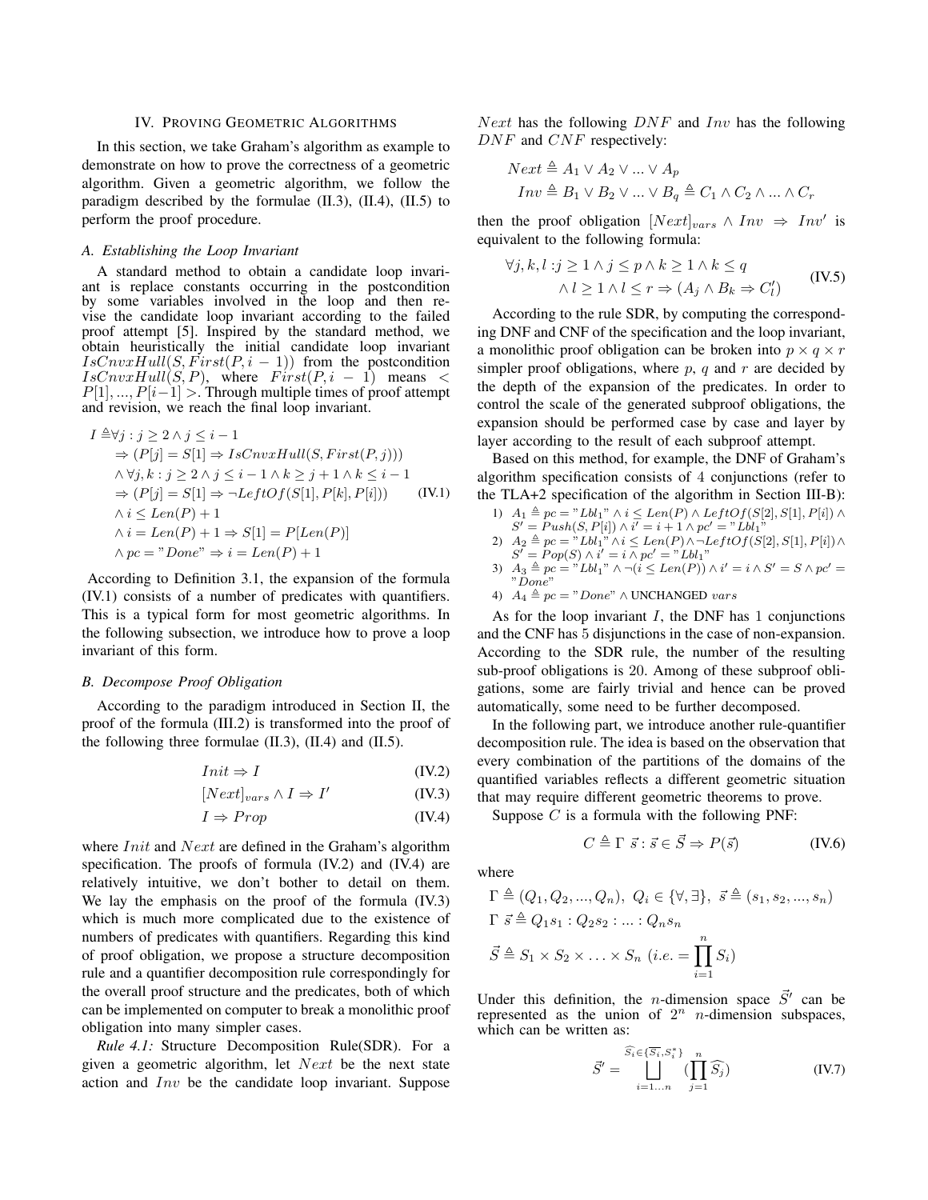## IV. Proving Geometric Algorithms

In this section, we take Graham's algorithm as example to demonstrate on how to prove the correctness of a geometric algorithm. Given a geometric algorithm, we follow the paradigm described by the formulae (II.3), (II.4), (II.5) to perform the proof procedure.

### A. Establishing the Loop Invariant

A standard method to obtain a candidate loop invariant is replace constants occurring in the postcondition by some variables involved in the loop and then revise the candidate loop invariant according to the failed proof attempt [5]. Inspired by the standard method, we obtain heuristically the initial candidate loop invariant $IsCnvxHull(S, First(P, i-1))$ from the postcondition $IsCnvxHull(S, P)$, where $First(P, i-1)$ means $< P[1], ..., P[i-1] >$. Through multiple times of proof attempt and revision, we reach the final loop invariant.

$$
\begin{aligned}
I \triangleq & \forall j : j \geq 2 \wedge j \leq i-1 \\
& \Rightarrow (P[j] = S[1] \Rightarrow IsCnvxHull(S, First(P, j))) \\
& \wedge \forall j, k : j \geq 2 \wedge j \leq i-1 \wedge k \geq j+1 \wedge k \leq i-1 \\
& \Rightarrow (P[j] = S[1] \Rightarrow \neg LeftOf(S[1], P[k], P[i])) \\
& \wedge i \leq Len(P) + 1 \\
& \wedge i = Len(P) + 1 \Rightarrow S[1] = P[Len(P)] \\
& \wedge pc = "Done" \Rightarrow i = Len(P) + 1
\end{aligned}
\tag{IV.1}
$$

According to Definition 3.1, the expansion of the formula (IV.1) consists of a number of predicates with quantifiers. This is a typical form for most geometric algorithms. In the following subsection, we introduce how to prove a loop invariant of this form.

### B. Decompose Proof Obligation

According to the paradigm introduced in Section II, the proof of the formula (III.2) is transformed into the proof of the following three formulae (II.3), (II.4) and (II.5).

$$
Init \Rightarrow I \tag{IV.2}
$$

$$
[Next]_{vars} \wedge I \Rightarrow I' \tag{IV.3}
$$

$$
I \Rightarrow Prop \tag{IV.4}
$$

where $Init$ and $Next$ are defined in the Graham's algorithm specification. The proofs of formula (IV.2) and (IV.4) are relatively intuitive, we don't bother to detail on them. We lay the emphasis on the proof of the formula (IV.3) which is much more complicated due to the existence of numbers of predicates with quantifiers. Regarding this kind of proof obligation, we propose a structure decomposition rule and a quantifier decomposition rule correspondingly for the overall proof structure and the predicates, both of which can be implemented on computer to break a monolithic proof obligation into many simpler cases.

*Rule 4.1:* Structure Decomposition Rule(SDR). For a given a geometric algorithm, let $Next$ be the next state action and $Inv$ be the candidate loop invariant. Suppose $Next$ has the following $DNF$ and $Inv$ has the following $DNF$ and $CNF$ respectively:

$$
\begin{aligned}
& Next \triangleq A_1 \vee A_2 \vee ... \vee A_p \\
& Inv \triangleq B_1 \vee B_2 \vee ... \vee B_q \triangleq C_1 \wedge C_2 \wedge ... \wedge C_r
\end{aligned}
$$

then the proof obligation $[Next]_{vars} \wedge Inv \Rightarrow Inv'$ is equivalent to the following formula:

$$
\begin{aligned}
\forall j, k, l : & j \geq 1 \wedge j \leq p \wedge k \geq 1 \wedge k \leq q \\
& \wedge l \geq 1 \wedge l \leq r \Rightarrow (A_j \wedge B_k \Rightarrow C'_l)
\end{aligned}
\tag{IV.5}
$$

According to the rule SDR, by computing the corresponding DNF and CNF of the specification and the loop invariant, a monolithic proof obligation can be broken into $p \times q \times r$ simpler proof obligations, where $p$, $q$ and $r$ are decided by the depth of the expansion of the predicates. In order to control the scale of the generated subproof obligations, the expansion should be performed case by case and layer by layer according to the result of each subproof attempt.

Based on this method, for example, the DNF of Graham's algorithm specification consists of 4 conjunctions (refer to the TLA+2 specification of the algorithm in Section III-B):

1) $A_1 \triangleq pc = "Lbl_1" \wedge i \leq Len(P) \wedge LeftOf(S[2], S[1], P[i]) \wedge S' = Push(S, P[i]) \wedge i' = i + 1 \wedge pc' = "Lbl_1"$
2) $A_2 \triangleq pc = "Lbl_1" \wedge i \leq Len(P) \wedge \neg LeftOf(S[2], S[1], P[i]) \wedge S' = Pop(S) \wedge i' = i \wedge pc' = "Lbl_1"$
3) $A_3 \triangleq pc = "Lbl_1" \wedge \neg(i \leq Len(P)) \wedge i' = i \wedge S' = S \wedge pc' = "Done"$
4) $A_4 \triangleq pc = "Done" \wedge \text{UNCHANGED } vars$

As for the loop invariant $I$, the DNF has 1 conjunctions and the CNF has 5 disjunctions in the case of non-expansion. According to the SDR rule, the number of the resulting sub-proof obligations is 20. Among of these subproof obligations, some are fairly trivial and hence can be proved automatically, some need to be further decomposed.

In the following part, we introduce another rule-quantifier decomposition rule. The idea is based on the observation that every combination of the partitions of the domains of the quantified variables reflects a different geometric situation that may require different geometric theorems to prove.

Suppose $C$ is a formula with the following PNF:

$$
C \triangleq \Gamma\ \vec{s} : \vec{s} \in \vec{S} \Rightarrow P(\vec{s}) \tag{IV.6}
$$

where

$$
\begin{aligned}
& \Gamma \triangleq (Q_1, Q_2, ..., Q_n),\ Q_i \in \{\forall, \exists\},\ \vec{s} \triangleq (s_1, s_2, ..., s_n) \\
& \Gamma\ \vec{s} \triangleq Q_1 s_1 : Q_2 s_2 : ... : Q_n s_n \\
& \vec{S} \triangleq S_1 \times S_2 \times \ldots \times S_n\ (i.e. = \prod_{i=1}^{n} S_i)
\end{aligned}
$$

Under this definition, the $n$-dimension space $\vec{S}'$ can be represented as the union of $2^n$ $n$-dimension subspaces, which can be written as:

$$
\vec{S}' = \bigsqcup_{i=1...n}^{\widehat{S_i} \in \{\overline{S_i}, S_i^*\}} \left(\prod_{j=1}^{n} \widehat{S_j}\right) \tag{IV.7}
$$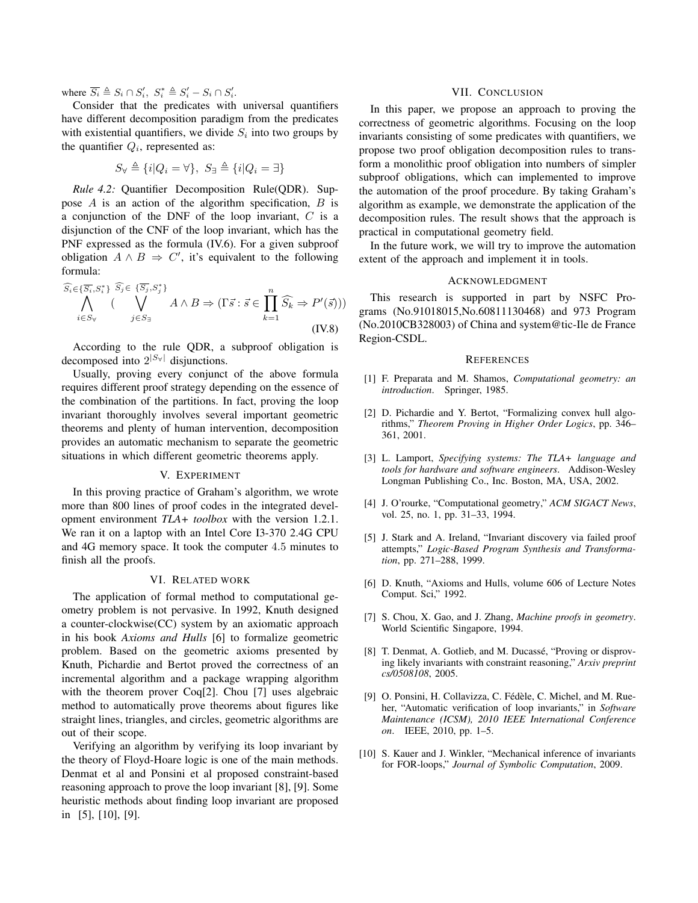where $\overline{S_i} \triangleq S_i \cap S_i'$, $S_i^* \triangleq S_i' - S_i \cap S_i'$.

Consider that the predicates with universal quantifiers have different decomposition paradigm from the predicates with existential quantifiers, we divide $S_i$ into two groups by the quantifier $Q_i$, represented as:

$$S_\forall \triangleq \{i | Q_i = \forall\},\ S_\exists \triangleq \{i | Q_i = \exists\}$$

*Rule 4.2:* Quantifier Decomposition Rule(QDR). Suppose $A$ is an action of the algorithm specification, $B$ is a conjunction of the DNF of the loop invariant, $C$ is a disjunction of the CNF of the loop invariant, which has the PNF expressed as the formula (IV.6). For a given subproof obligation $A \wedge B \Rightarrow C'$, it's equivalent to the following formula:

$$\bigwedge_{i \in S_\forall}^{\widehat{S_i} \in \{\overline{S_i}, S_i^*\}} \left( \bigvee_{j \in S_\exists}^{\widehat{S_j} \in \{\overline{S_j}, S_j^*\}} A \wedge B \Rightarrow (\Gamma \vec{s} : \vec{s} \in \prod_{k=1}^{n} \widehat{S_k} \Rightarrow P'(\vec{s})) \right) \tag{IV.8}$$

According to the rule QDR, a subproof obligation is decomposed into $2^{|S_\forall|}$ disjunctions.

Usually, proving every conjunct of the above formula requires different proof strategy depending on the essence of the combination of the partitions. In fact, proving the loop invariant thoroughly involves several important geometric theorems and plenty of human intervention, decomposition provides an automatic mechanism to separate the geometric situations in which different geometric theorems apply.

## V. Experiment

In this proving practice of Graham's algorithm, we wrote more than 800 lines of proof codes in the integrated development environment *TLA+ toolbox* with the version 1.2.1. We ran it on a laptop with an Intel Core I3-370 2.4G CPU and 4G memory space. It took the computer $4.5$ minutes to finish all the proofs.

## VI. Related work

The application of formal method to computational geometry problem is not pervasive. In 1992, Knuth designed a counter-clockwise(CC) system by an axiomatic approach in his book *Axioms and Hulls* [6] to formalize geometric problem. Based on the geometric axioms presented by Knuth, Pichardie and Bertot proved the correctness of an incremental algorithm and a package wrapping algorithm with the theorem prover Coq[2]. Chou [7] uses algebraic method to automatically prove theorems about figures like straight lines, triangles, and circles, geometric algorithms are out of their scope.

Verifying an algorithm by verifying its loop invariant by the theory of Floyd-Hoare logic is one of the main methods. Denmat et al and Ponsini et al proposed constraint-based reasoning approach to prove the loop invariant [8], [9]. Some heuristic methods about finding loop invariant are proposed in [5], [10], [9].

## VII. Conclusion

In this paper, we propose an approach to proving the correctness of geometric algorithms. Focusing on the loop invariants consisting of some predicates with quantifiers, we propose two proof obligation decomposition rules to transform a monolithic proof obligation into numbers of simpler subproof obligations, which can implemented to improve the automation of the proof procedure. By taking Graham's algorithm as example, we demonstrate the application of the decomposition rules. The result shows that the approach is practical in computational geometry field.

In the future work, we will try to improve the automation extent of the approach and implement it in tools.

## Acknowledgment

This research is supported in part by NSFC Programs (No.91018015,No.60811130468) and 973 Program (No.2010CB328003) of China and system@tic-Ile de France Region-CSDL.

## References

[1] F. Preparata and M. Shamos, *Computational geometry: an introduction*. Springer, 1985.

[2] D. Pichardie and Y. Bertot, "Formalizing convex hull algorithms," *Theorem Proving in Higher Order Logics*, pp. 346–361, 2001.

[3] L. Lamport, *Specifying systems: The TLA+ language and tools for hardware and software engineers*. Addison-Wesley Longman Publishing Co., Inc. Boston, MA, USA, 2002.

[4] J. O'rourke, "Computational geometry," *ACM SIGACT News*, vol. 25, no. 1, pp. 31–33, 1994.

[5] J. Stark and A. Ireland, "Invariant discovery via failed proof attempts," *Logic-Based Program Synthesis and Transformation*, pp. 271–288, 1999.

[6] D. Knuth, "Axioms and Hulls, volume 606 of Lecture Notes Comput. Sci," 1992.

[7] S. Chou, X. Gao, and J. Zhang, *Machine proofs in geometry*. World Scientific Singapore, 1994.

[8] T. Denmat, A. Gotlieb, and M. Ducassé, "Proving or disproving likely invariants with constraint reasoning," *Arxiv preprint cs/0508108*, 2005.

[9] O. Ponsini, H. Collavizza, C. Fédèle, C. Michel, and M. Rueher, "Automatic verification of loop invariants," in *Software Maintenance (ICSM), 2010 IEEE International Conference on*. IEEE, 2010, pp. 1–5.

[10] S. Kauer and J. Winkler, "Mechanical inference of invariants for FOR-loops," *Journal of Symbolic Computation*, 2009.